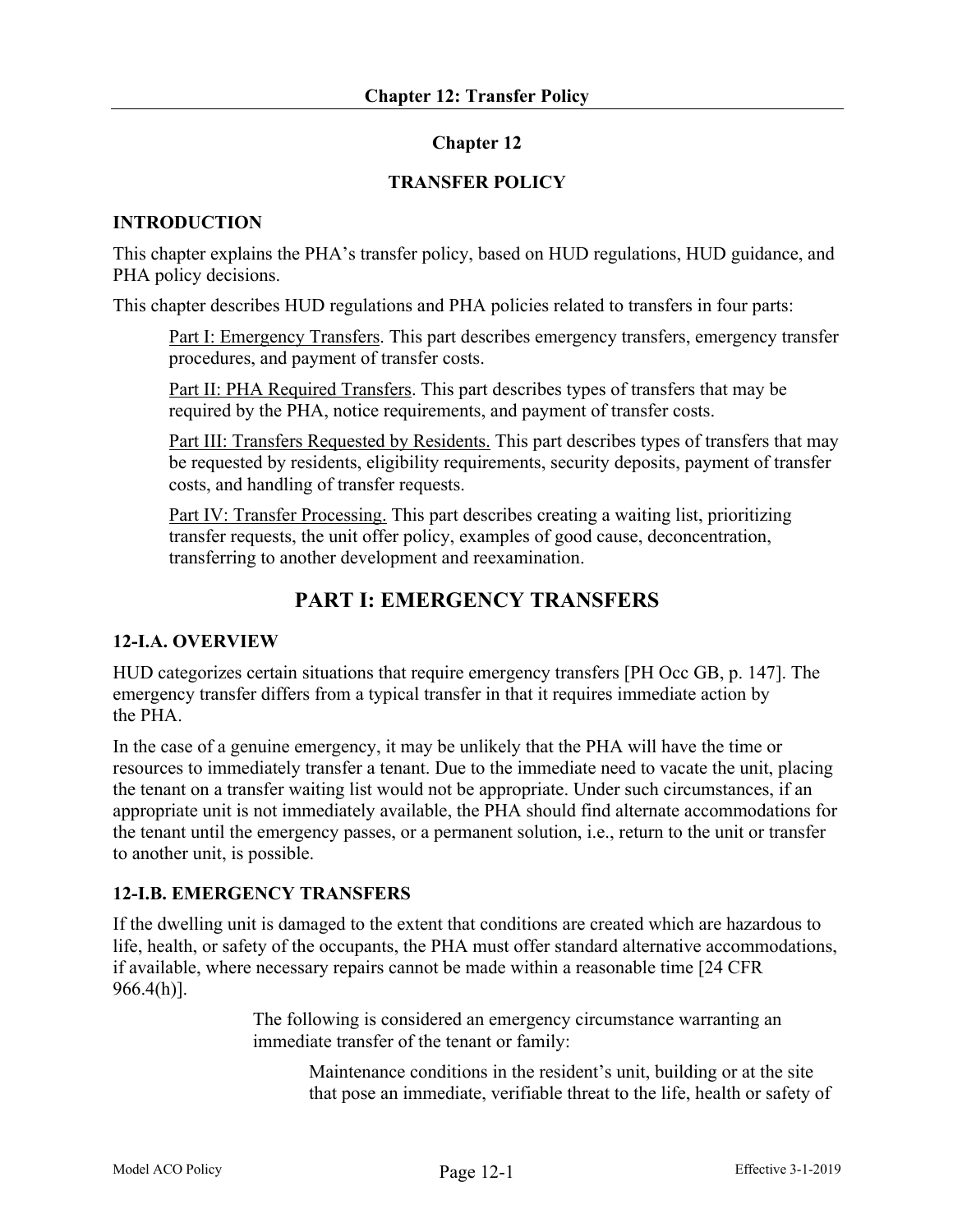# Chapter 12

## TRANSFER POLICY

### INTRODUCTION

This chapter explains the PHA's transfer policy, based on HUD regulations, HUD guidance, and PHA policy decisions.

This chapter describes HUD regulations and PHA policies related to transfers in four parts:

> Part I: Emergency Transfers. This part describes emergency transfers, emergency transfer procedures, and payment of transfer costs.
>
> Part II: PHA Required Transfers. This part describes types of transfers that may be required by the PHA, notice requirements, and payment of transfer costs.
>
> Part III: Transfers Requested by Residents. This part describes types of transfers that may be requested by residents, eligibility requirements, security deposits, payment of transfer costs, and handling of transfer requests.
>
> Part IV: Transfer Processing. This part describes creating a waiting list, prioritizing transfer requests, the unit offer policy, examples of good cause, deconcentration, transferring to another development and reexamination.

## PART I: EMERGENCY TRANSFERS

### 12-I.A. OVERVIEW

HUD categorizes certain situations that require emergency transfers [PH Occ GB, p. 147]. The emergency transfer differs from a typical transfer in that it requires immediate action by the PHA.

In the case of a genuine emergency, it may be unlikely that the PHA will have the time or resources to immediately transfer a tenant. Due to the immediate need to vacate the unit, placing the tenant on a transfer waiting list would not be appropriate. Under such circumstances, if an appropriate unit is not immediately available, the PHA should find alternate accommodations for the tenant until the emergency passes, or a permanent solution, i.e., return to the unit or transfer to another unit, is possible.

### 12-I.B. EMERGENCY TRANSFERS

If the dwelling unit is damaged to the extent that conditions are created which are hazardous to life, health, or safety of the occupants, the PHA must offer standard alternative accommodations, if available, where necessary repairs cannot be made within a reasonable time [24 CFR 966.4(h)].

> The following is considered an emergency circumstance warranting an immediate transfer of the tenant or family:
>
> > Maintenance conditions in the resident's unit, building or at the site that pose an immediate, verifiable threat to the life, health or safety of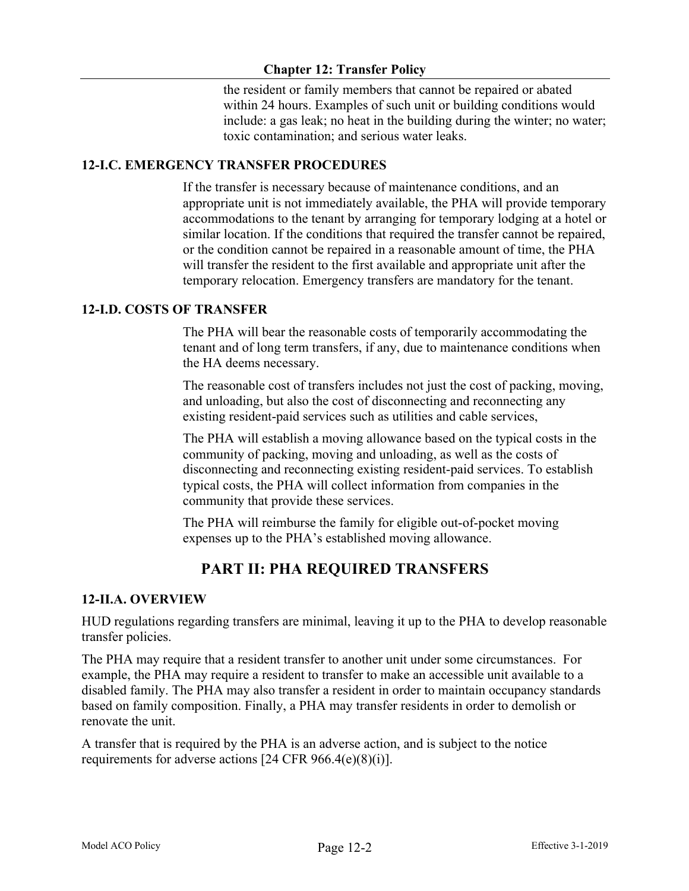the resident or family members that cannot be repaired or abated within 24 hours. Examples of such unit or building conditions would include: a gas leak; no heat in the building during the winter; no water; toxic contamination; and serious water leaks.

### 12-I.C. EMERGENCY TRANSFER PROCEDURES

If the transfer is necessary because of maintenance conditions, and an appropriate unit is not immediately available, the PHA will provide temporary accommodations to the tenant by arranging for temporary lodging at a hotel or similar location. If the conditions that required the transfer cannot be repaired, or the condition cannot be repaired in a reasonable amount of time, the PHA will transfer the resident to the first available and appropriate unit after the temporary relocation. Emergency transfers are mandatory for the tenant.

### 12-I.D. COSTS OF TRANSFER

The PHA will bear the reasonable costs of temporarily accommodating the tenant and of long term transfers, if any, due to maintenance conditions when the HA deems necessary.

The reasonable cost of transfers includes not just the cost of packing, moving, and unloading, but also the cost of disconnecting and reconnecting any existing resident-paid services such as utilities and cable services,

The PHA will establish a moving allowance based on the typical costs in the community of packing, moving and unloading, as well as the costs of disconnecting and reconnecting existing resident-paid services. To establish typical costs, the PHA will collect information from companies in the community that provide these services.

The PHA will reimburse the family for eligible out-of-pocket moving expenses up to the PHA's established moving allowance.

## PART II: PHA REQUIRED TRANSFERS

### 12-II.A. OVERVIEW

HUD regulations regarding transfers are minimal, leaving it up to the PHA to develop reasonable transfer policies.

The PHA may require that a resident transfer to another unit under some circumstances. For example, the PHA may require a resident to transfer to make an accessible unit available to a disabled family. The PHA may also transfer a resident in order to maintain occupancy standards based on family composition. Finally, a PHA may transfer residents in order to demolish or renovate the unit.

A transfer that is required by the PHA is an adverse action, and is subject to the notice requirements for adverse actions [24 CFR 966.4(e)(8)(i)].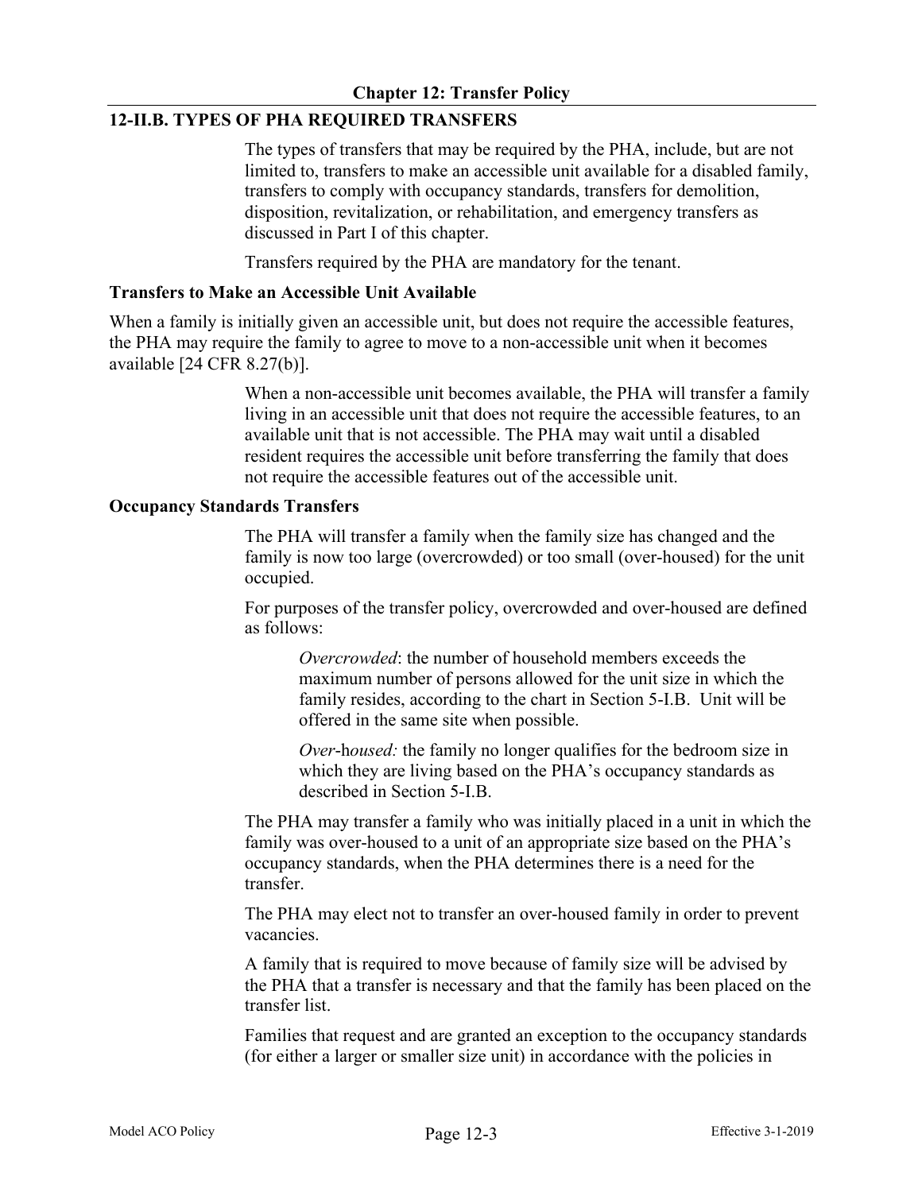## 12-II.B. TYPES OF PHA REQUIRED TRANSFERS

The types of transfers that may be required by the PHA, include, but are not limited to, transfers to make an accessible unit available for a disabled family, transfers to comply with occupancy standards, transfers for demolition, disposition, revitalization, or rehabilitation, and emergency transfers as discussed in Part I of this chapter.

Transfers required by the PHA are mandatory for the tenant.

### Transfers to Make an Accessible Unit Available

When a family is initially given an accessible unit, but does not require the accessible features, the PHA may require the family to agree to move to a non-accessible unit when it becomes available [24 CFR 8.27(b)].

When a non-accessible unit becomes available, the PHA will transfer a family living in an accessible unit that does not require the accessible features, to an available unit that is not accessible. The PHA may wait until a disabled resident requires the accessible unit before transferring the family that does not require the accessible features out of the accessible unit.

### Occupancy Standards Transfers

The PHA will transfer a family when the family size has changed and the family is now too large (overcrowded) or too small (over-housed) for the unit occupied.

For purposes of the transfer policy, overcrowded and over-housed are defined as follows:

*Overcrowded*: the number of household members exceeds the maximum number of persons allowed for the unit size in which the family resides, according to the chart in Section 5-I.B. Unit will be offered in the same site when possible.

*Over-housed:* the family no longer qualifies for the bedroom size in which they are living based on the PHA's occupancy standards as described in Section 5-I.B.

The PHA may transfer a family who was initially placed in a unit in which the family was over-housed to a unit of an appropriate size based on the PHA's occupancy standards, when the PHA determines there is a need for the transfer.

The PHA may elect not to transfer an over-housed family in order to prevent vacancies.

A family that is required to move because of family size will be advised by the PHA that a transfer is necessary and that the family has been placed on the transfer list.

Families that request and are granted an exception to the occupancy standards (for either a larger or smaller size unit) in accordance with the policies in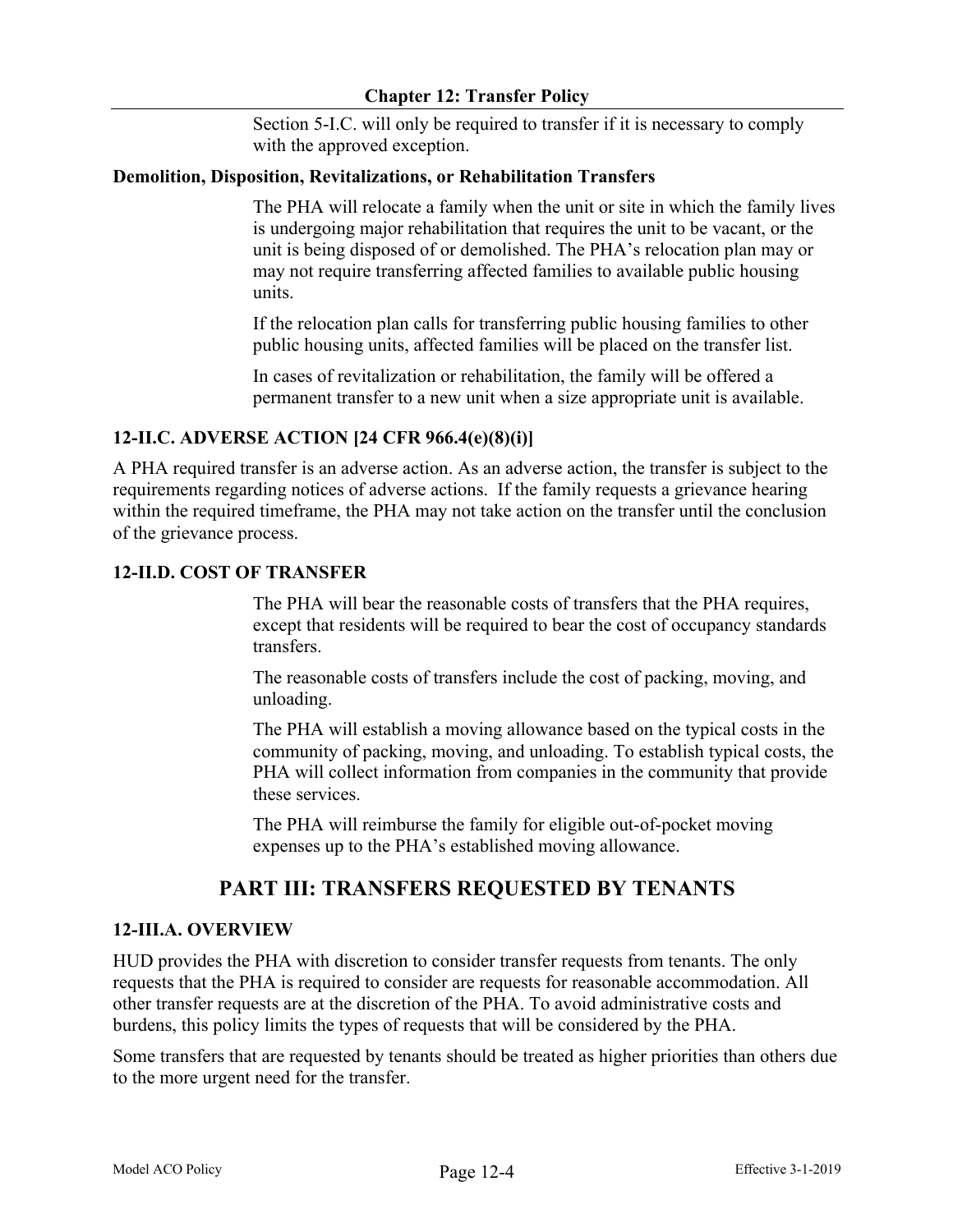Section 5-I.C. will only be required to transfer if it is necessary to comply with the approved exception.

**Demolition, Disposition, Revitalizations, or Rehabilitation Transfers**

The PHA will relocate a family when the unit or site in which the family lives is undergoing major rehabilitation that requires the unit to be vacant, or the unit is being disposed of or demolished. The PHA's relocation plan may or may not require transferring affected families to available public housing units.

If the relocation plan calls for transferring public housing families to other public housing units, affected families will be placed on the transfer list.

In cases of revitalization or rehabilitation, the family will be offered a permanent transfer to a new unit when a size appropriate unit is available.

### 12-II.C. ADVERSE ACTION [24 CFR 966.4(e)(8)(i)]

A PHA required transfer is an adverse action. As an adverse action, the transfer is subject to the requirements regarding notices of adverse actions. If the family requests a grievance hearing within the required timeframe, the PHA may not take action on the transfer until the conclusion of the grievance process.

### 12-II.D. COST OF TRANSFER

The PHA will bear the reasonable costs of transfers that the PHA requires, except that residents will be required to bear the cost of occupancy standards transfers.

The reasonable costs of transfers include the cost of packing, moving, and unloading.

The PHA will establish a moving allowance based on the typical costs in the community of packing, moving, and unloading. To establish typical costs, the PHA will collect information from companies in the community that provide these services.

The PHA will reimburse the family for eligible out-of-pocket moving expenses up to the PHA's established moving allowance.

## PART III: TRANSFERS REQUESTED BY TENANTS

### 12-III.A. OVERVIEW

HUD provides the PHA with discretion to consider transfer requests from tenants. The only requests that the PHA is required to consider are requests for reasonable accommodation. All other transfer requests are at the discretion of the PHA. To avoid administrative costs and burdens, this policy limits the types of requests that will be considered by the PHA.

Some transfers that are requested by tenants should be treated as higher priorities than others due to the more urgent need for the transfer.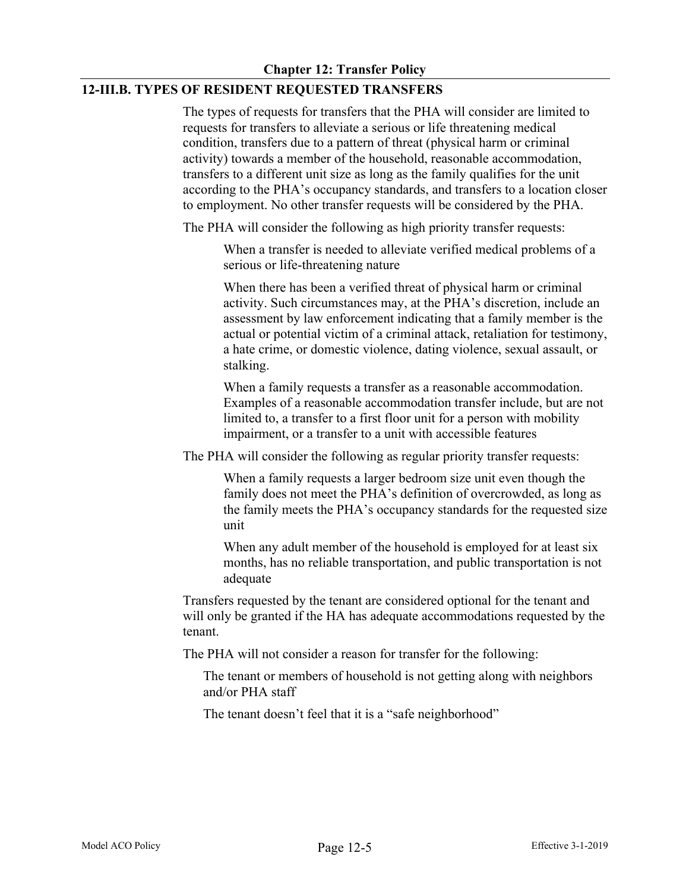## 12-III.B. TYPES OF RESIDENT REQUESTED TRANSFERS

The types of requests for transfers that the PHA will consider are limited to requests for transfers to alleviate a serious or life threatening medical condition, transfers due to a pattern of threat (physical harm or criminal activity) towards a member of the household, reasonable accommodation, transfers to a different unit size as long as the family qualifies for the unit according to the PHA's occupancy standards, and transfers to a location closer to employment. No other transfer requests will be considered by the PHA.

The PHA will consider the following as high priority transfer requests:

When a transfer is needed to alleviate verified medical problems of a serious or life-threatening nature

When there has been a verified threat of physical harm or criminal activity. Such circumstances may, at the PHA's discretion, include an assessment by law enforcement indicating that a family member is the actual or potential victim of a criminal attack, retaliation for testimony, a hate crime, or domestic violence, dating violence, sexual assault, or stalking.

When a family requests a transfer as a reasonable accommodation. Examples of a reasonable accommodation transfer include, but are not limited to, a transfer to a first floor unit for a person with mobility impairment, or a transfer to a unit with accessible features

The PHA will consider the following as regular priority transfer requests:

When a family requests a larger bedroom size unit even though the family does not meet the PHA's definition of overcrowded, as long as the family meets the PHA's occupancy standards for the requested size unit

When any adult member of the household is employed for at least six months, has no reliable transportation, and public transportation is not adequate

Transfers requested by the tenant are considered optional for the tenant and will only be granted if the HA has adequate accommodations requested by the tenant.

The PHA will not consider a reason for transfer for the following:

The tenant or members of household is not getting along with neighbors and/or PHA staff

The tenant doesn't feel that it is a "safe neighborhood"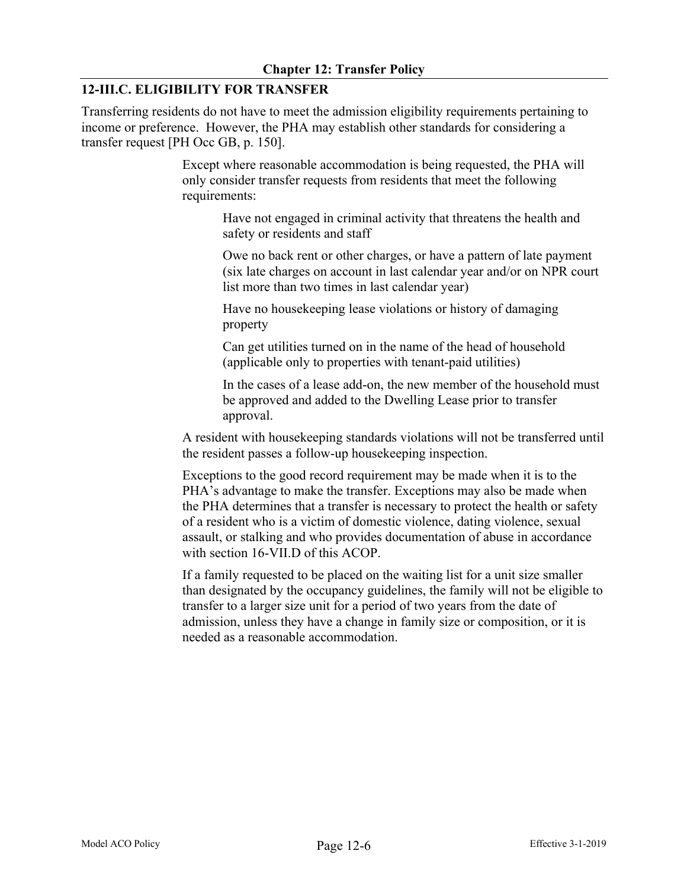## 12-III.C. ELIGIBILITY FOR TRANSFER

Transferring residents do not have to meet the admission eligibility requirements pertaining to income or preference. However, the PHA may establish other standards for considering a transfer request [PH Occ GB, p. 150].

> Except where reasonable accommodation is being requested, the PHA will only consider transfer requests from residents that meet the following requirements:
>
> > Have not engaged in criminal activity that threatens the health and safety or residents and staff
> >
> > Owe no back rent or other charges, or have a pattern of late payment (six late charges on account in last calendar year and/or on NPR court list more than two times in last calendar year)
> >
> > Have no housekeeping lease violations or history of damaging property
> >
> > Can get utilities turned on in the name of the head of household (applicable only to properties with tenant-paid utilities)
> >
> > In the cases of a lease add-on, the new member of the household must be approved and added to the Dwelling Lease prior to transfer approval.
>
> A resident with housekeeping standards violations will not be transferred until the resident passes a follow-up housekeeping inspection.
>
> Exceptions to the good record requirement may be made when it is to the PHA's advantage to make the transfer. Exceptions may also be made when the PHA determines that a transfer is necessary to protect the health or safety of a resident who is a victim of domestic violence, dating violence, sexual assault, or stalking and who provides documentation of abuse in accordance with section 16-VII.D of this ACOP.
>
> If a family requested to be placed on the waiting list for a unit size smaller than designated by the occupancy guidelines, the family will not be eligible to transfer to a larger size unit for a period of two years from the date of admission, unless they have a change in family size or composition, or it is needed as a reasonable accommodation.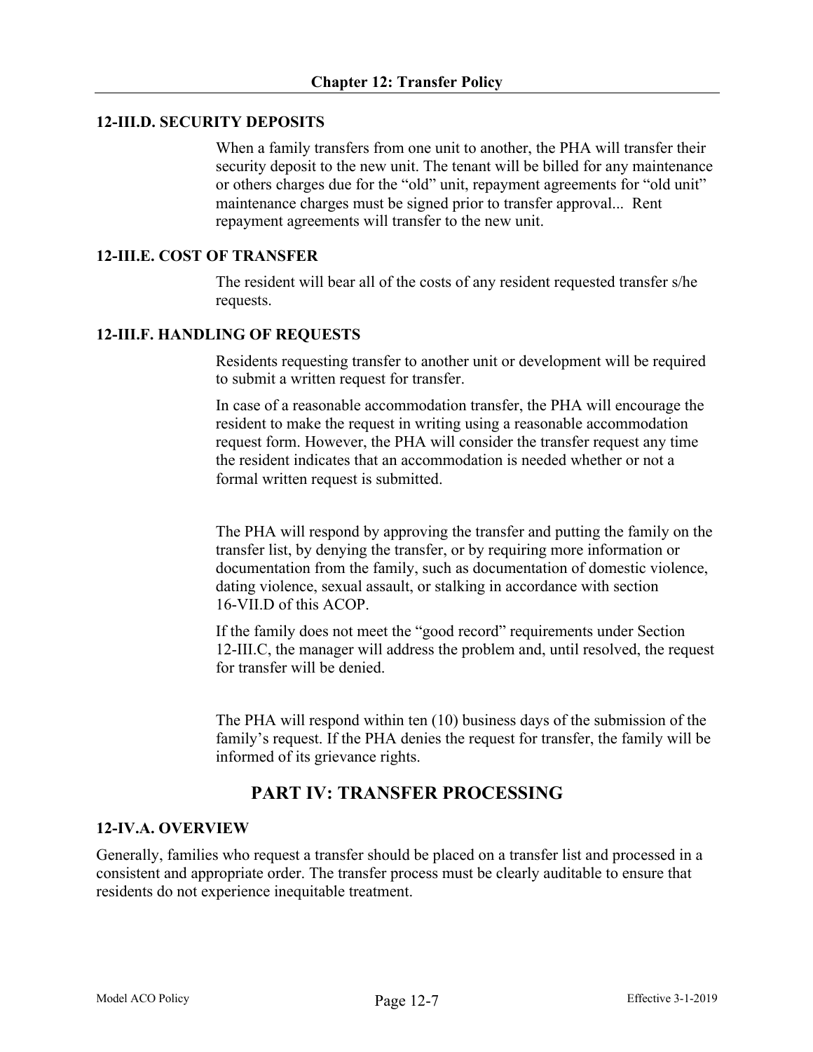### 12-III.D. SECURITY DEPOSITS

When a family transfers from one unit to another, the PHA will transfer their security deposit to the new unit. The tenant will be billed for any maintenance or others charges due for the "old" unit, repayment agreements for "old unit" maintenance charges must be signed prior to transfer approval... Rent repayment agreements will transfer to the new unit.

### 12-III.E. COST OF TRANSFER

The resident will bear all of the costs of any resident requested transfer s/he requests.

### 12-III.F. HANDLING OF REQUESTS

Residents requesting transfer to another unit or development will be required to submit a written request for transfer.

In case of a reasonable accommodation transfer, the PHA will encourage the resident to make the request in writing using a reasonable accommodation request form. However, the PHA will consider the transfer request any time the resident indicates that an accommodation is needed whether or not a formal written request is submitted.

The PHA will respond by approving the transfer and putting the family on the transfer list, by denying the transfer, or by requiring more information or documentation from the family, such as documentation of domestic violence, dating violence, sexual assault, or stalking in accordance with section 16-VII.D of this ACOP.

If the family does not meet the "good record" requirements under Section 12-III.C, the manager will address the problem and, until resolved, the request for transfer will be denied.

The PHA will respond within ten (10) business days of the submission of the family's request. If the PHA denies the request for transfer, the family will be informed of its grievance rights.

## PART IV: TRANSFER PROCESSING

### 12-IV.A. OVERVIEW

Generally, families who request a transfer should be placed on a transfer list and processed in a consistent and appropriate order. The transfer process must be clearly auditable to ensure that residents do not experience inequitable treatment.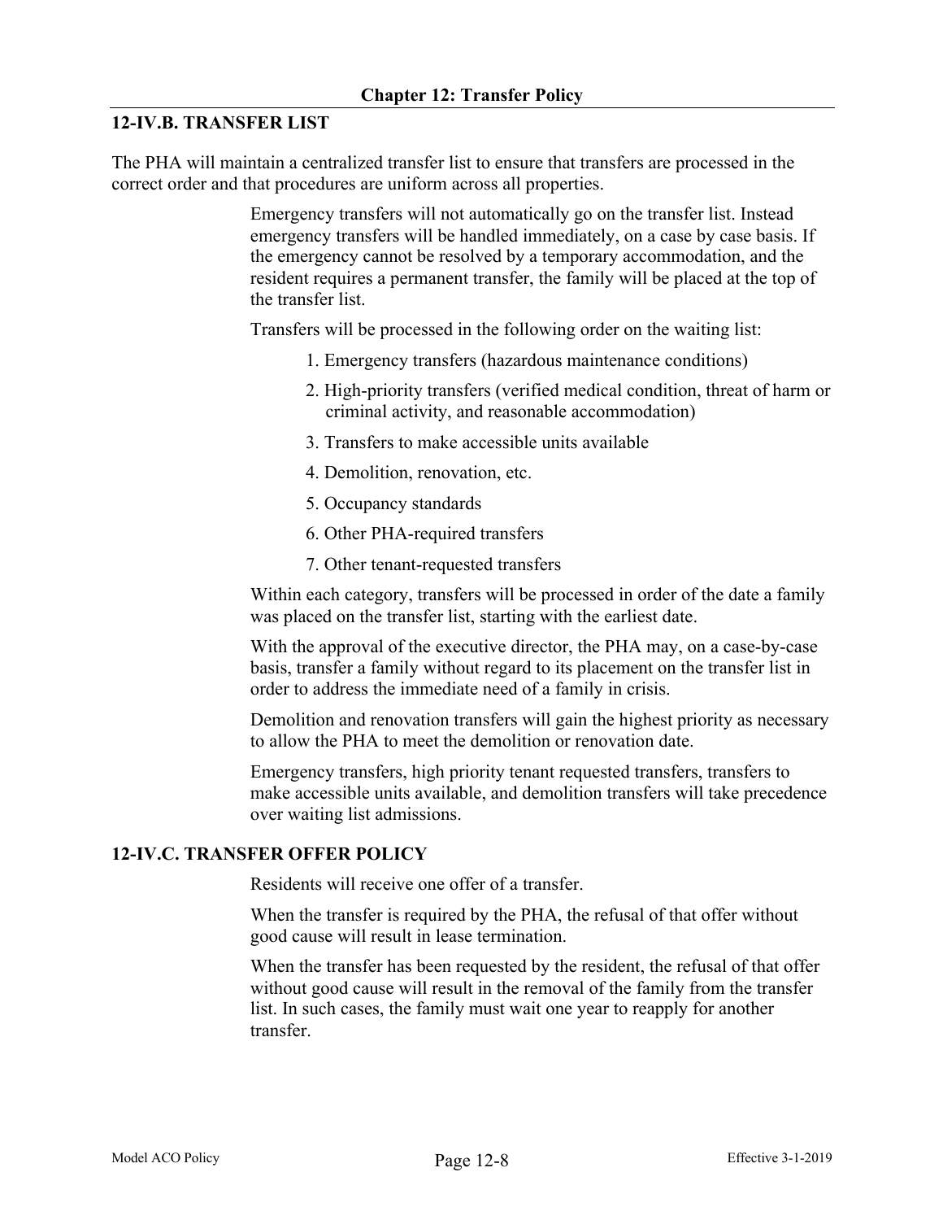## 12-IV.B. TRANSFER LIST

The PHA will maintain a centralized transfer list to ensure that transfers are processed in the correct order and that procedures are uniform across all properties.

Emergency transfers will not automatically go on the transfer list. Instead emergency transfers will be handled immediately, on a case by case basis. If the emergency cannot be resolved by a temporary accommodation, and the resident requires a permanent transfer, the family will be placed at the top of the transfer list.

Transfers will be processed in the following order on the waiting list:

1. Emergency transfers (hazardous maintenance conditions)
2. High-priority transfers (verified medical condition, threat of harm or criminal activity, and reasonable accommodation)
3. Transfers to make accessible units available
4. Demolition, renovation, etc.
5. Occupancy standards
6. Other PHA-required transfers
7. Other tenant-requested transfers

Within each category, transfers will be processed in order of the date a family was placed on the transfer list, starting with the earliest date.

With the approval of the executive director, the PHA may, on a case-by-case basis, transfer a family without regard to its placement on the transfer list in order to address the immediate need of a family in crisis.

Demolition and renovation transfers will gain the highest priority as necessary to allow the PHA to meet the demolition or renovation date.

Emergency transfers, high priority tenant requested transfers, transfers to make accessible units available, and demolition transfers will take precedence over waiting list admissions.

## 12-IV.C. TRANSFER OFFER POLICY

Residents will receive one offer of a transfer.

When the transfer is required by the PHA, the refusal of that offer without good cause will result in lease termination.

When the transfer has been requested by the resident, the refusal of that offer without good cause will result in the removal of the family from the transfer list. In such cases, the family must wait one year to reapply for another transfer.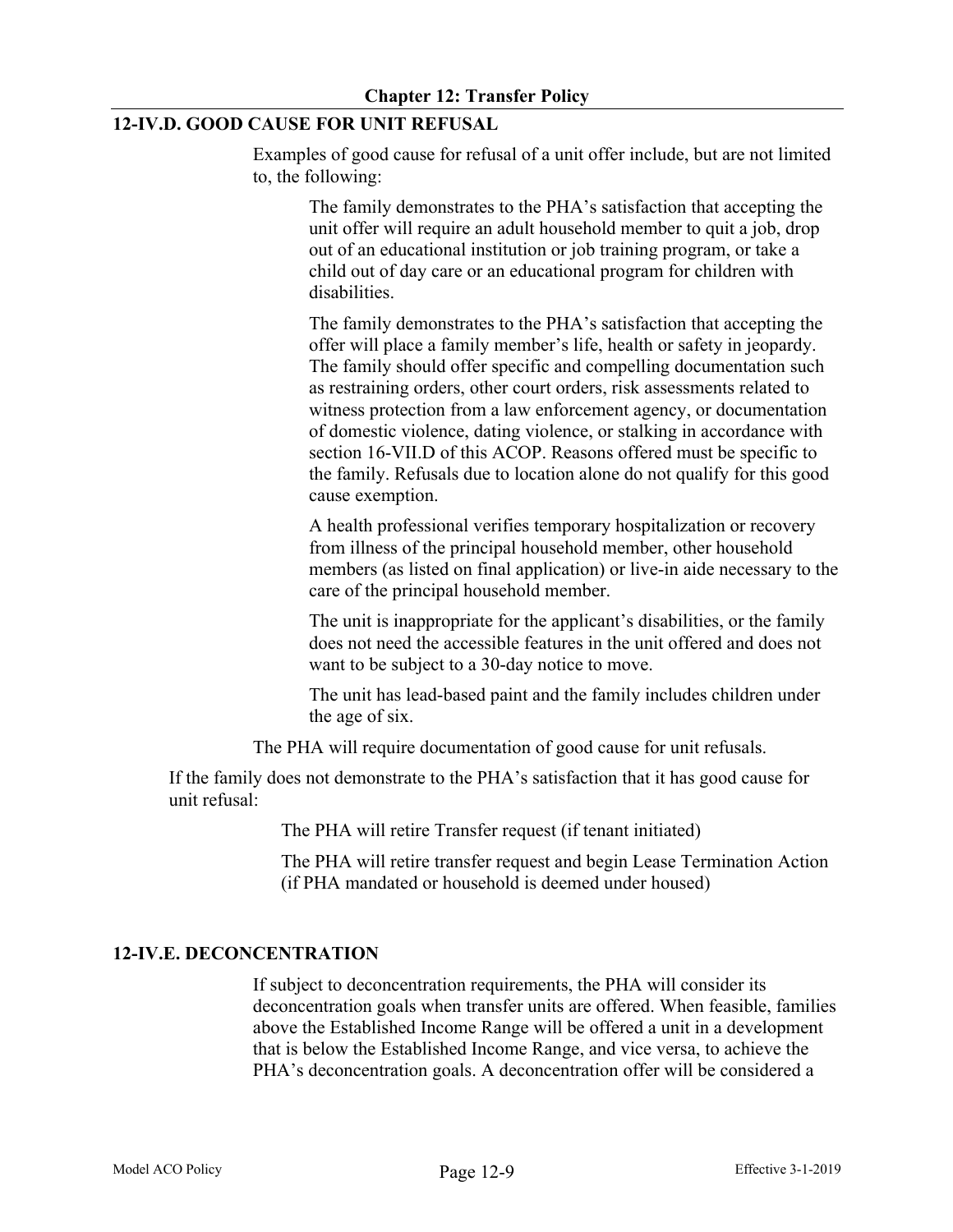## 12-IV.D. GOOD CAUSE FOR UNIT REFUSAL

Examples of good cause for refusal of a unit offer include, but are not limited to, the following:

The family demonstrates to the PHA's satisfaction that accepting the unit offer will require an adult household member to quit a job, drop out of an educational institution or job training program, or take a child out of day care or an educational program for children with disabilities.

The family demonstrates to the PHA's satisfaction that accepting the offer will place a family member's life, health or safety in jeopardy. The family should offer specific and compelling documentation such as restraining orders, other court orders, risk assessments related to witness protection from a law enforcement agency, or documentation of domestic violence, dating violence, or stalking in accordance with section 16-VII.D of this ACOP. Reasons offered must be specific to the family. Refusals due to location alone do not qualify for this good cause exemption.

A health professional verifies temporary hospitalization or recovery from illness of the principal household member, other household members (as listed on final application) or live-in aide necessary to the care of the principal household member.

The unit is inappropriate for the applicant's disabilities, or the family does not need the accessible features in the unit offered and does not want to be subject to a 30-day notice to move.

The unit has lead-based paint and the family includes children under the age of six.

The PHA will require documentation of good cause for unit refusals.

If the family does not demonstrate to the PHA's satisfaction that it has good cause for unit refusal:

The PHA will retire Transfer request (if tenant initiated)

The PHA will retire transfer request and begin Lease Termination Action (if PHA mandated or household is deemed under housed)

## 12-IV.E. DECONCENTRATION

If subject to deconcentration requirements, the PHA will consider its deconcentration goals when transfer units are offered. When feasible, families above the Established Income Range will be offered a unit in a development that is below the Established Income Range, and vice versa, to achieve the PHA's deconcentration goals. A deconcentration offer will be considered a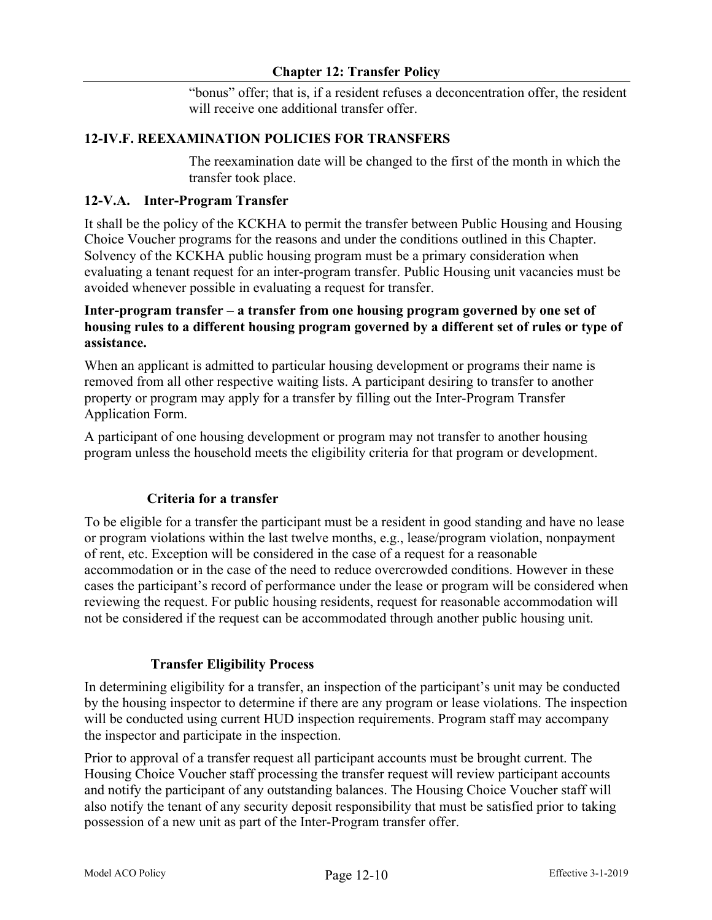"bonus" offer; that is, if a resident refuses a deconcentration offer, the resident will receive one additional transfer offer.

### 12-IV.F. REEXAMINATION POLICIES FOR TRANSFERS

The reexamination date will be changed to the first of the month in which the transfer took place.

### 12-V.A. Inter-Program Transfer

It shall be the policy of the KCKHA to permit the transfer between Public Housing and Housing Choice Voucher programs for the reasons and under the conditions outlined in this Chapter. Solvency of the KCKHA public housing program must be a primary consideration when evaluating a tenant request for an inter-program transfer. Public Housing unit vacancies must be avoided whenever possible in evaluating a request for transfer.

**Inter-program transfer – a transfer from one housing program governed by one set of housing rules to a different housing program governed by a different set of rules or type of assistance.**

When an applicant is admitted to particular housing development or programs their name is removed from all other respective waiting lists. A participant desiring to transfer to another property or program may apply for a transfer by filling out the Inter-Program Transfer Application Form.

A participant of one housing development or program may not transfer to another housing program unless the household meets the eligibility criteria for that program or development.

#### Criteria for a transfer

To be eligible for a transfer the participant must be a resident in good standing and have no lease or program violations within the last twelve months, e.g., lease/program violation, nonpayment of rent, etc. Exception will be considered in the case of a request for a reasonable accommodation or in the case of the need to reduce overcrowded conditions. However in these cases the participant's record of performance under the lease or program will be considered when reviewing the request. For public housing residents, request for reasonable accommodation will not be considered if the request can be accommodated through another public housing unit.

#### Transfer Eligibility Process

In determining eligibility for a transfer, an inspection of the participant's unit may be conducted by the housing inspector to determine if there are any program or lease violations. The inspection will be conducted using current HUD inspection requirements. Program staff may accompany the inspector and participate in the inspection.

Prior to approval of a transfer request all participant accounts must be brought current. The Housing Choice Voucher staff processing the transfer request will review participant accounts and notify the participant of any outstanding balances. The Housing Choice Voucher staff will also notify the tenant of any security deposit responsibility that must be satisfied prior to taking possession of a new unit as part of the Inter-Program transfer offer.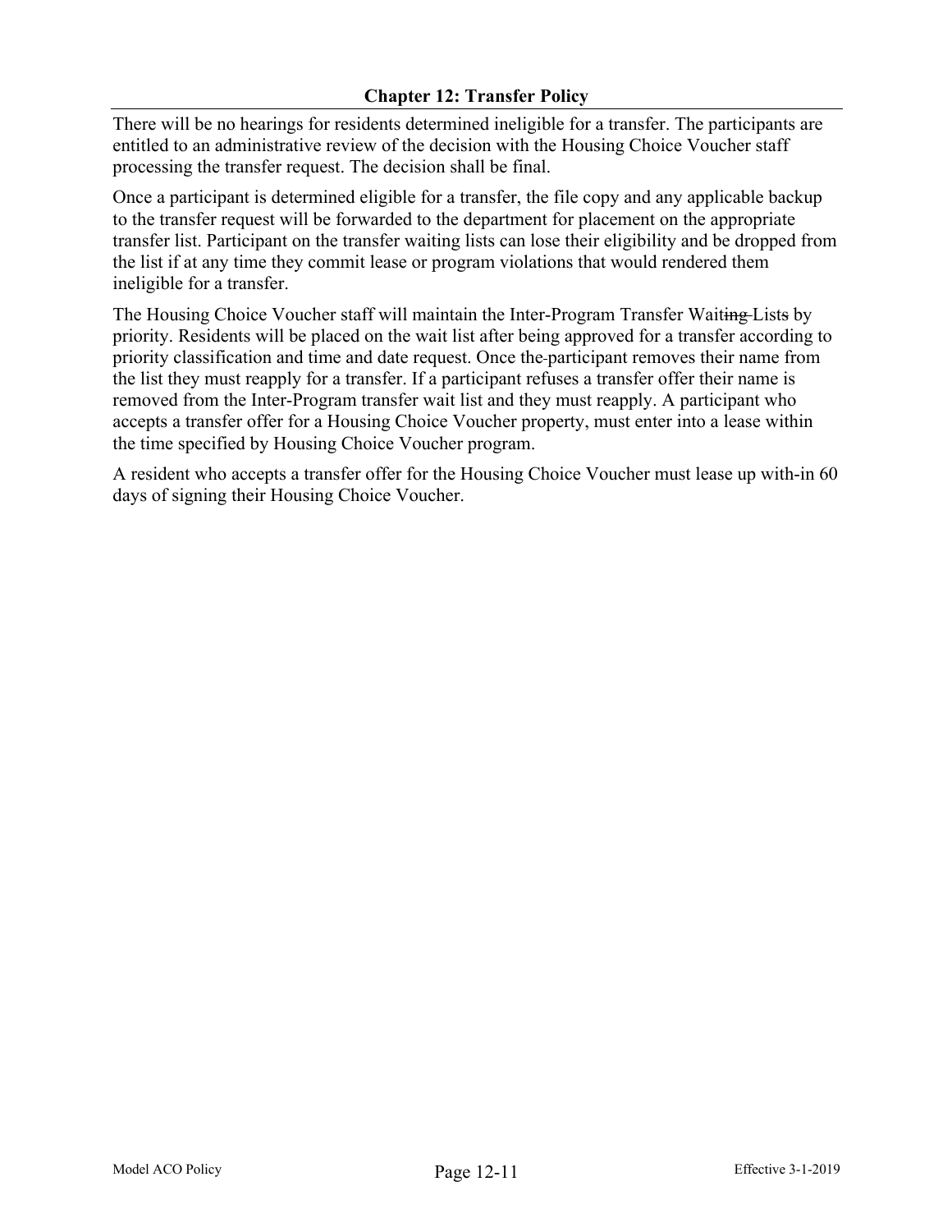There will be no hearings for residents determined ineligible for a transfer. The participants are entitled to an administrative review of the decision with the Housing Choice Voucher staff processing the transfer request. The decision shall be final.

Once a participant is determined eligible for a transfer, the file copy and any applicable backup to the transfer request will be forwarded to the department for placement on the appropriate transfer list. Participant on the transfer waiting lists can lose their eligibility and be dropped from the list if at any time they commit lease or program violations that would rendered them ineligible for a transfer.

The Housing Choice Voucher staff will maintain the Inter-Program Transfer Wait~~ing~~ List~~s~~ by priority. Residents will be placed on the wait list after being approved for a transfer according to priority classification and time and date request. Once the participant removes their name from the list they must reapply for a transfer. If a participant refuses a transfer offer their name is removed from the Inter-Program transfer wait list and they must reapply. A participant who accepts a transfer offer for a Housing Choice Voucher property, must enter into a lease within the time specified by Housing Choice Voucher program.

A resident who accepts a transfer offer for the Housing Choice Voucher must lease up with-in 60 days of signing their Housing Choice Voucher.